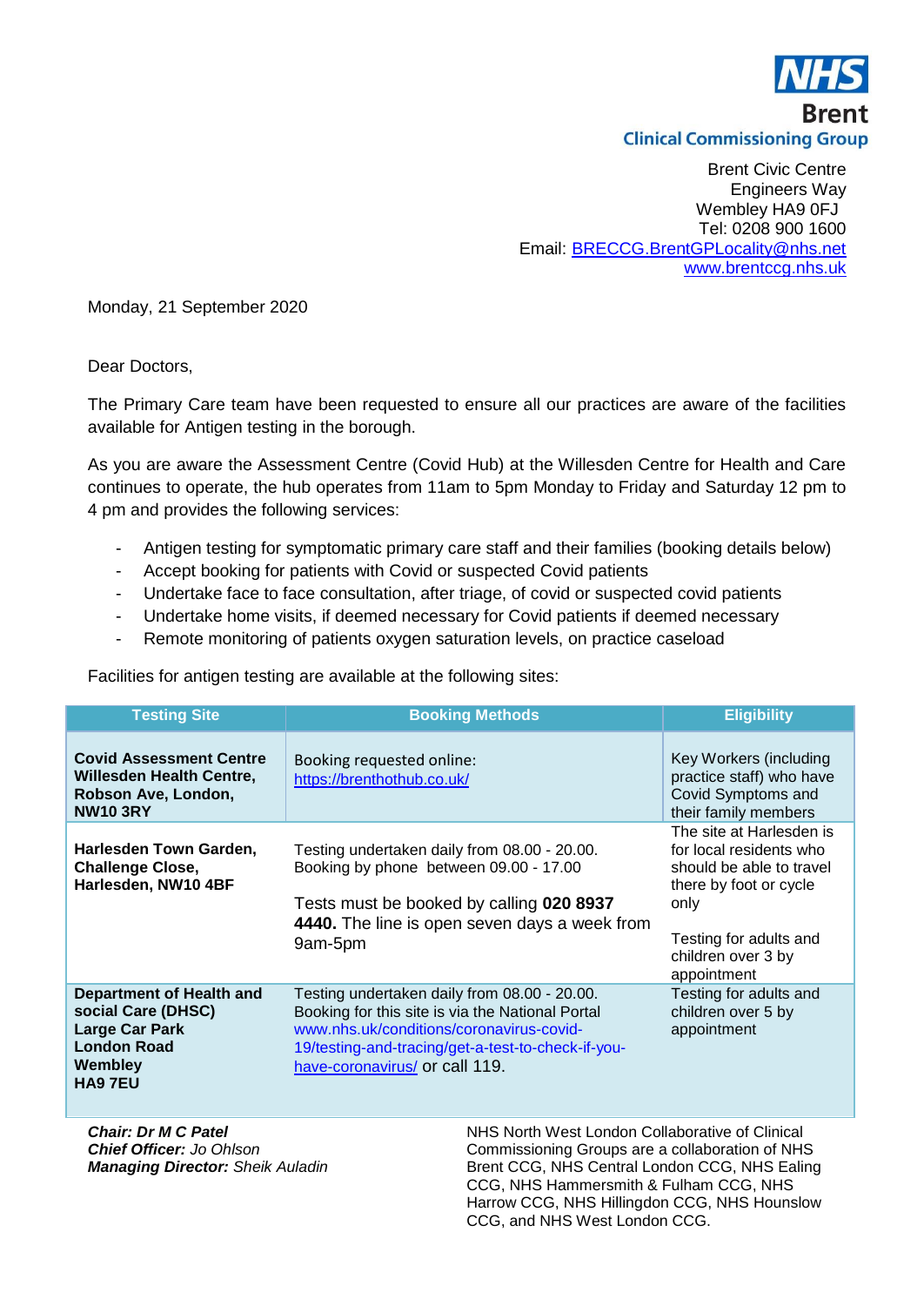**NHS**
**Brent**
**Clinical Commissioning Group**

Brent Civic Centre
Engineers Way
Wembley HA9 0FJ
Tel: 0208 900 1600
Email: BRECCG.BrentGPLocality@nhs.net
www.brentccg.nhs.uk

Monday, 21 September 2020

Dear Doctors,

The Primary Care team have been requested to ensure all our practices are aware of the facilities available for Antigen testing in the borough.

As you are aware the Assessment Centre (Covid Hub) at the Willesden Centre for Health and Care continues to operate, the hub operates from 11am to 5pm Monday to Friday and Saturday 12 pm to 4 pm and provides the following services:

- Antigen testing for symptomatic primary care staff and their families (booking details below)
- Accept booking for patients with Covid or suspected Covid patients
- Undertake face to face consultation, after triage, of covid or suspected covid patients
- Undertake home visits, if deemed necessary for Covid patients if deemed necessary
- Remote monitoring of patients oxygen saturation levels, on practice caseload

Facilities for antigen testing are available at the following sites:

| Testing Site | Booking Methods | Eligibility |
|---|---|---|
| **Covid Assessment Centre Willesden Health Centre, Robson Ave, London, NW10 3RY** | Booking requested online: https://brenthothub.co.uk/ | Key Workers (including practice staff) who have Covid Symptoms and their family members |
| **Harlesden Town Garden, Challenge Close, Harlesden, NW10 4BF** | Testing undertaken daily from 08.00 - 20.00. Booking by phone between 09.00 - 17.00<br><br>Tests must be booked by calling **020 8937 4440.** The line is open seven days a week from 9am-5pm | The site at Harlesden is for local residents who should be able to travel there by foot or cycle only<br><br>Testing for adults and children over 3 by appointment |
| **Department of Health and social Care (DHSC) Large Car Park London Road Wembley HA9 7EU** | Testing undertaken daily from 08.00 - 20.00. Booking for this site is via the National Portal www.nhs.uk/conditions/coronavirus-covid-19/testing-and-tracing/get-a-test-to-check-if-you-have-coronavirus/ or call 119. | Testing for adults and children over 5 by appointment |

***Chair: Dr M C Patel***
***Chief Officer:*** *Jo Ohlson*
***Managing Director:*** *Sheik Auladin*

NHS North West London Collaborative of Clinical Commissioning Groups are a collaboration of NHS Brent CCG, NHS Central London CCG, NHS Ealing CCG, NHS Hammersmith & Fulham CCG, NHS Harrow CCG, NHS Hillingdon CCG, NHS Hounslow CCG, and NHS West London CCG.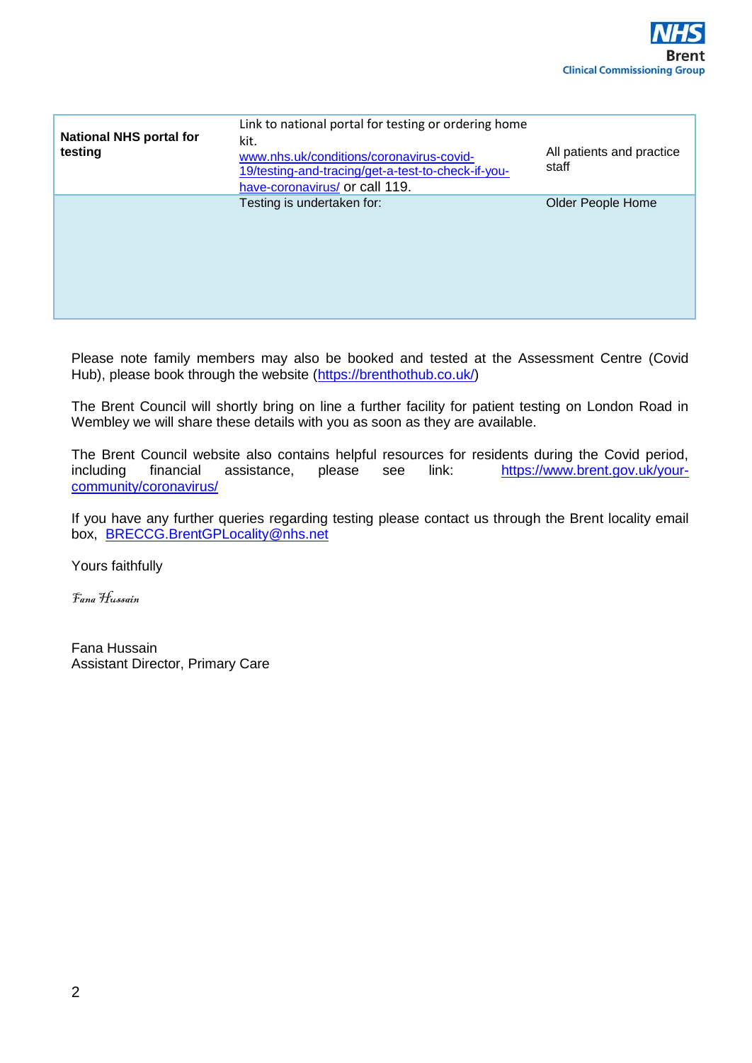| | | |
|---|---|---|
| **National NHS portal for testing** | Link to national portal for testing or ordering home kit. www.nhs.uk/conditions/coronavirus-covid-19/testing-and-tracing/get-a-test-to-check-if-you-have-coronavirus/ or call 119. | All patients and practice staff |
| | Testing is undertaken for: | Older People Home |

Please note family members may also be booked and tested at the Assessment Centre (Covid Hub), please book through the website (https://brenthothub.co.uk/)

The Brent Council will shortly bring on line a further facility for patient testing on London Road in Wembley we will share these details with you as soon as they are available.

The Brent Council website also contains helpful resources for residents during the Covid period, including financial assistance, please see link: https://www.brent.gov.uk/your-community/coronavirus/

If you have any further queries regarding testing please contact us through the Brent locality email box, BRECCG.BrentGPLocality@nhs.net

Yours faithfully

*Fana Hussain*

Fana Hussain
Assistant Director, Primary Care